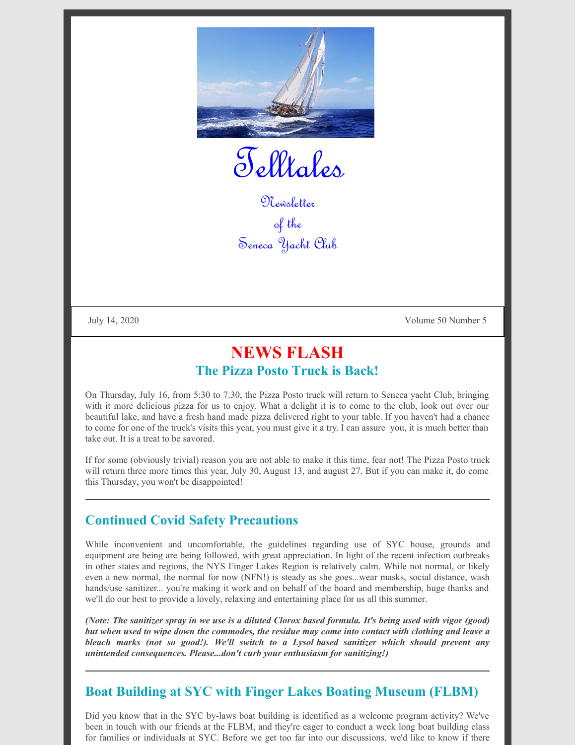# Telltales

Newsletter of the Seneca Yacht Club

July 14, 2020 | Volume 50 Number 5

# NEWS FLASH

## The Pizza Posto Truck is Back!

On Thursday, July 16, from 5:30 to 7:30, the Pizza Posto truck will return to Seneca yacht Club, bringing with it more delicious pizza for us to enjoy. What a delight it is to come to the club, look out over our beautiful lake, and have a fresh hand made pizza delivered right to your table. If you haven't had a chance to come for one of the truck's visits this year, you must give it a try. I can assure you, it is much better than take out. It is a treat to be savored.

If for some (obviously trivial) reason you are not able to make it this time, fear not! The Pizza Posto truck will return three more times this year, July 30, August 13, and august 27. But if you can make it, do come this Thursday, you won't be disappointed!

---

## Continued Covid Safety Precautions

While inconvenient and uncomfortable, the guidelines regarding use of SYC house, grounds and equipment are being are being followed, with great appreciation. In light of the recent infection outbreaks in other states and regions, the NYS Finger Lakes Region is relatively calm. While not normal, or likely even a new normal, the normal for now (NFN!) is steady as she goes...wear masks, social distance, wash hands/use sanitizer... you're making it work and on behalf of the board and membership, huge thanks and we'll do our best to provide a lovely, relaxing and entertaining place for us all this summer.

***(Note: The sanitizer spray in we use is a diluted Clorox based formula. It's being used with vigor (good) but when used to wipe down the commodes, the residue may come into contact with clothing and leave a bleach marks (not so good!). We'll switch to a Lysol based sanitizer which should prevent any unintended consequences. Please...don't curb your enthusiasm for sanitizing!)***

---

## Boat Building at SYC with Finger Lakes Boating Museum (FLBM)

Did you know that in the SYC by-laws boat building is identified as a welcome program activity? We've been in touch with our friends at the FLBM, and they're eager to conduct a week long boat building class for families or individuals at SYC. Before we get too far into our discussions, we'd like to know if there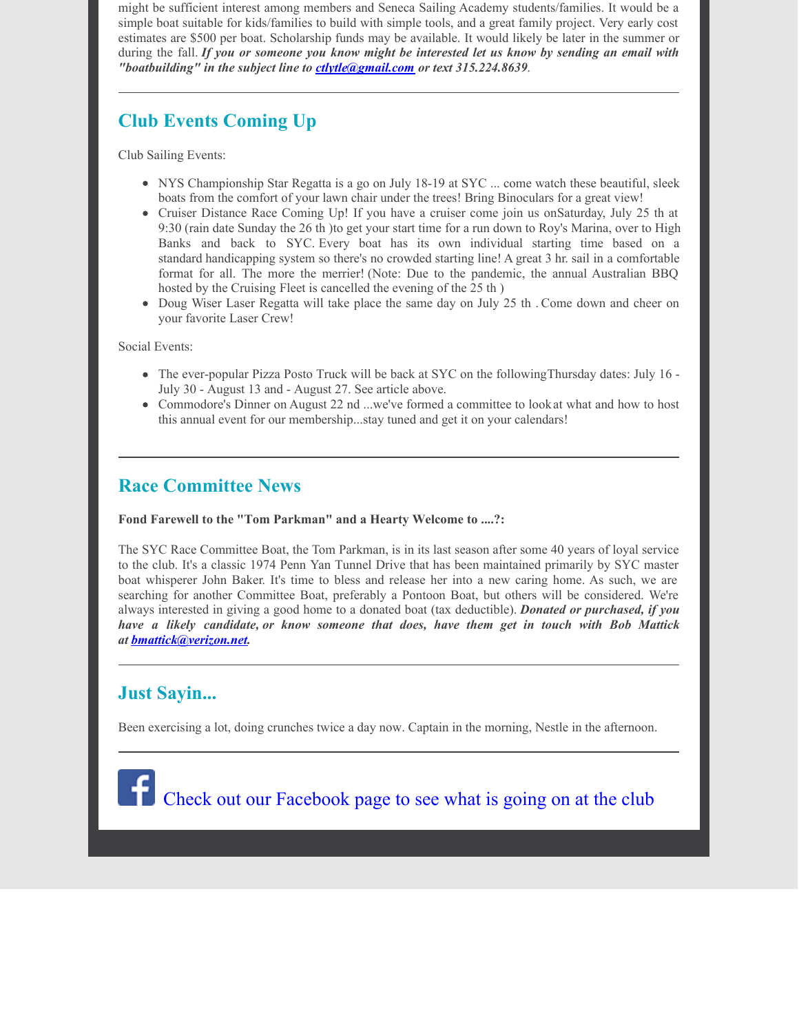might be sufficient interest among members and Seneca Sailing Academy students/families. It would be a simple boat suitable for kids/families to build with simple tools, and a great family project. Very early cost estimates are $500 per boat. Scholarship funds may be available. It would likely be later in the summer or during the fall. ***If you or someone you know might be interested let us know by sending an email with "boatbuilding" in the subject line to [ctlytle@gmail.com](mailto:ctlytle@gmail.com) or text 315.224.8639***.

---

## Club Events Coming Up

Club Sailing Events:

- NYS Championship Star Regatta is a go on July 18-19 at SYC ... come watch these beautiful, sleek boats from the comfort of your lawn chair under the trees! Bring Binoculars for a great view!
- Cruiser Distance Race Coming Up! If you have a cruiser come join us onSaturday, July 25 th at 9:30 (rain date Sunday the 26 th )to get your start time for a run down to Roy's Marina, over to High Banks and back to SYC. Every boat has its own individual starting time based on a standard handicapping system so there's no crowded starting line! A great 3 hr. sail in a comfortable format for all. The more the merrier! (Note: Due to the pandemic, the annual Australian BBQ hosted by the Cruising Fleet is cancelled the evening of the 25 th )
- Doug Wiser Laser Regatta will take place the same day on July 25 th . Come down and cheer on your favorite Laser Crew!

Social Events:

- The ever-popular Pizza Posto Truck will be back at SYC on the followingThursday dates: July 16 - July 30 - August 13 and - August 27. See article above.
- Commodore's Dinner on August 22 nd ...we've formed a committee to lookat what and how to host this annual event for our membership...stay tuned and get it on your calendars!

---

## Race Committee News

**Fond Farewell to the "Tom Parkman" and a Hearty Welcome to ....?:**

The SYC Race Committee Boat, the Tom Parkman, is in its last season after some 40 years of loyal service to the club. It's a classic 1974 Penn Yan Tunnel Drive that has been maintained primarily by SYC master boat whisperer John Baker. It's time to bless and release her into a new caring home. As such, we are searching for another Committee Boat, preferably a Pontoon Boat, but others will be considered. We're always interested in giving a good home to a donated boat (tax deductible). ***Donated or purchased, if you have a likely candidate, or know someone that does, have them get in touch with Bob Mattick at [bmattick@verizon.net](mailto:bmattick@verizon.net).***

---

## Just Sayin...

Been exercising a lot, doing crunches twice a day now. Captain in the morning, Nestle in the afternoon.

---

Check out our Facebook page to see what is going on at the club